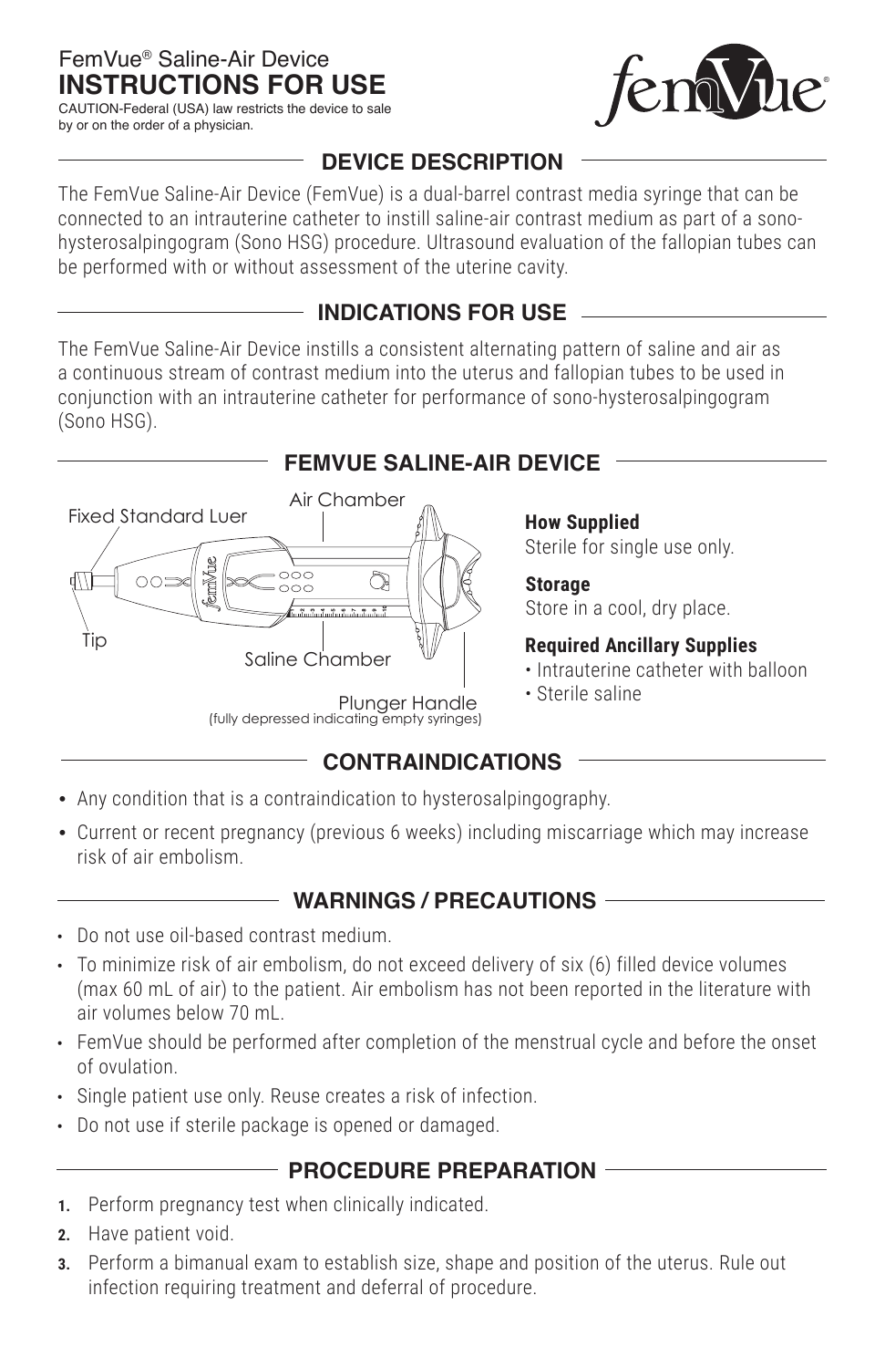FemVue® Saline-Air Device

# INSTRUCTIONS FOR USE

CAUTION-Federal (USA) law restricts the device to sale by or on the order of a physician.

## DEVICE DESCRIPTION

The FemVue Saline-Air Device (FemVue) is a dual-barrel contrast media syringe that can be connected to an intrauterine catheter to instill saline-air contrast medium as part of a sono-hysterosalpingogram (Sono HSG) procedure. Ultrasound evaluation of the fallopian tubes can be performed with or without assessment of the uterine cavity.

## INDICATIONS FOR USE

The FemVue Saline-Air Device instills a consistent alternating pattern of saline and air as a continuous stream of contrast medium into the uterus and fallopian tubes to be used in conjunction with an intrauterine catheter for performance of sono-hysterosalpingogram (Sono HSG).

## FEMVUE SALINE-AIR DEVICE

Fixed Standard Luer

Tip

Air Chamber

Saline Chamber

Plunger Handle
(fully depressed indicating empty syringes)

**How Supplied**
Sterile for single use only.

**Storage**
Store in a cool, dry place.

**Required Ancillary Supplies**

- Intrauterine catheter with balloon
- Sterile saline

## CONTRAINDICATIONS

- Any condition that is a contraindication to hysterosalpingography.
- Current or recent pregnancy (previous 6 weeks) including miscarriage which may increase risk of air embolism.

## WARNINGS / PRECAUTIONS

- Do not use oil-based contrast medium.
- To minimize risk of air embolism, do not exceed delivery of six (6) filled device volumes (max 60 mL of air) to the patient. Air embolism has not been reported in the literature with air volumes below 70 mL.
- FemVue should be performed after completion of the menstrual cycle and before the onset of ovulation.
- Single patient use only. Reuse creates a risk of infection.
- Do not use if sterile package is opened or damaged.

## PROCEDURE PREPARATION

1. Perform pregnancy test when clinically indicated.
2. Have patient void.
3. Perform a bimanual exam to establish size, shape and position of the uterus. Rule out infection requiring treatment and deferral of procedure.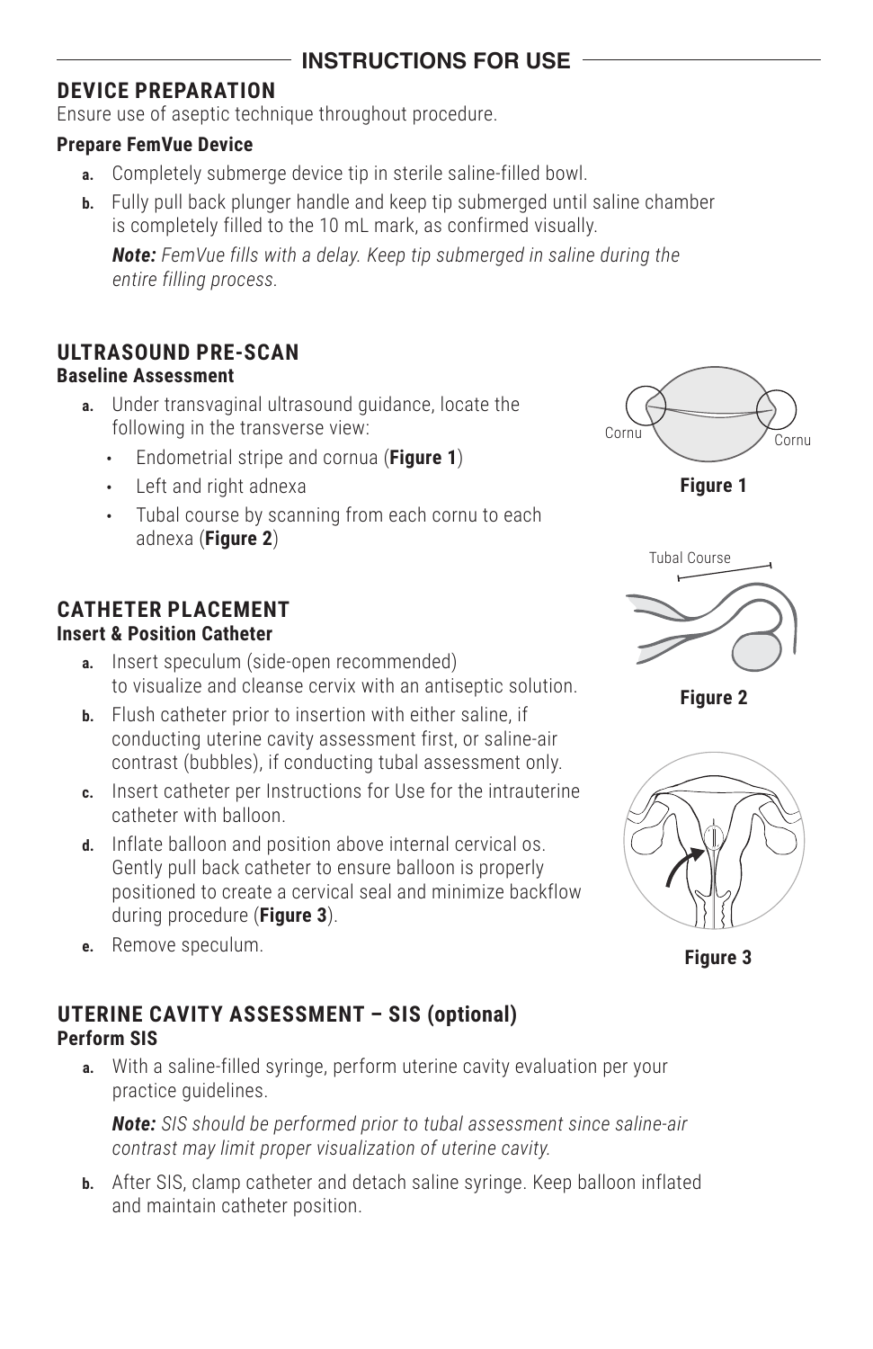## INSTRUCTIONS FOR USE

### DEVICE PREPARATION

Ensure use of aseptic technique throughout procedure.

**Prepare FemVue Device**

- **a.** Completely submerge device tip in sterile saline-filled bowl.
- **b.** Fully pull back plunger handle and keep tip submerged until saline chamber is completely filled to the 10 mL mark, as confirmed visually.

  ***Note:*** *FemVue fills with a delay. Keep tip submerged in saline during the entire filling process.*

### ULTRASOUND PRE-SCAN

**Baseline Assessment**

- **a.** Under transvaginal ultrasound guidance, locate the following in the transverse view:
  - Endometrial stripe and cornua (**Figure 1**)
  - Left and right adnexa
  - Tubal course by scanning from each cornu to each adnexa (**Figure 2**)

Cornu Cornu

**Figure 1**

Tubal Course

**Figure 2**

### CATHETER PLACEMENT

**Insert & Position Catheter**

- **a.** Insert speculum (side-open recommended) to visualize and cleanse cervix with an antiseptic solution.
- **b.** Flush catheter prior to insertion with either saline, if conducting uterine cavity assessment first, or saline-air contrast (bubbles), if conducting tubal assessment only.
- **c.** Insert catheter per Instructions for Use for the intrauterine catheter with balloon.
- **d.** Inflate balloon and position above internal cervical os. Gently pull back catheter to ensure balloon is properly positioned to create a cervical seal and minimize backflow during procedure (**Figure 3**).
- **e.** Remove speculum.

**Figure 3**

### UTERINE CAVITY ASSESSMENT – SIS (optional)

**Perform SIS**

- **a.** With a saline-filled syringe, perform uterine cavity evaluation per your practice guidelines.

  ***Note:*** *SIS should be performed prior to tubal assessment since saline-air contrast may limit proper visualization of uterine cavity.*

- **b.** After SIS, clamp catheter and detach saline syringe. Keep balloon inflated and maintain catheter position.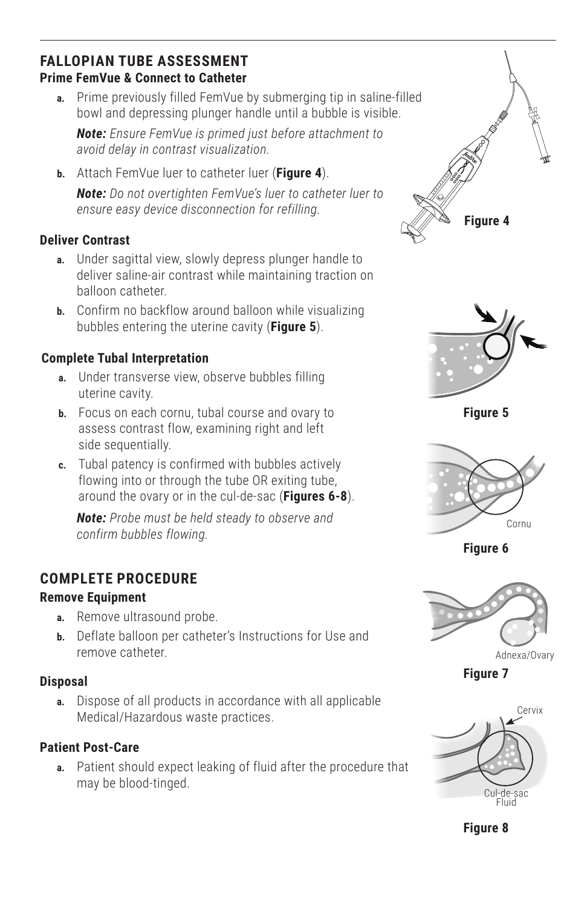## FALLOPIAN TUBE ASSESSMENT

### Prime FemVue & Connect to Catheter

**a.** Prime previously filled FemVue by submerging tip in saline-filled bowl and depressing plunger handle until a bubble is visible.

***Note:*** *Ensure FemVue is primed just before attachment to avoid delay in contrast visualization.*

**b.** Attach FemVue luer to catheter luer (**Figure 4**).

***Note:*** *Do not overtighten FemVue's luer to catheter luer to ensure easy device disconnection for refilling.*

### Deliver Contrast

**a.** Under sagittal view, slowly depress plunger handle to deliver saline-air contrast while maintaining traction on balloon catheter.

**b.** Confirm no backflow around balloon while visualizing bubbles entering the uterine cavity (**Figure 5**).

### Complete Tubal Interpretation

**a.** Under transverse view, observe bubbles filling uterine cavity.

**b.** Focus on each cornu, tubal course and ovary to assess contrast flow, examining right and left side sequentially.

**c.** Tubal patency is confirmed with bubbles actively flowing into or through the tube OR exiting tube, around the ovary or in the cul-de-sac (**Figures 6-8**).

***Note:*** *Probe must be held steady to observe and confirm bubbles flowing.*

## COMPLETE PROCEDURE

### Remove Equipment

**a.** Remove ultrasound probe.

**b.** Deflate balloon per catheter's Instructions for Use and remove catheter.

### Disposal

**a.** Dispose of all products in accordance with all applicable Medical/Hazardous waste practices.

### Patient Post-Care

**a.** Patient should expect leaking of fluid after the procedure that may be blood-tinged.

**Figure 4**

**Figure 5**

Cornu

**Figure 6**

Adnexa/Ovary

**Figure 7**

Cervix

Cul-de-sac Fluid

**Figure 8**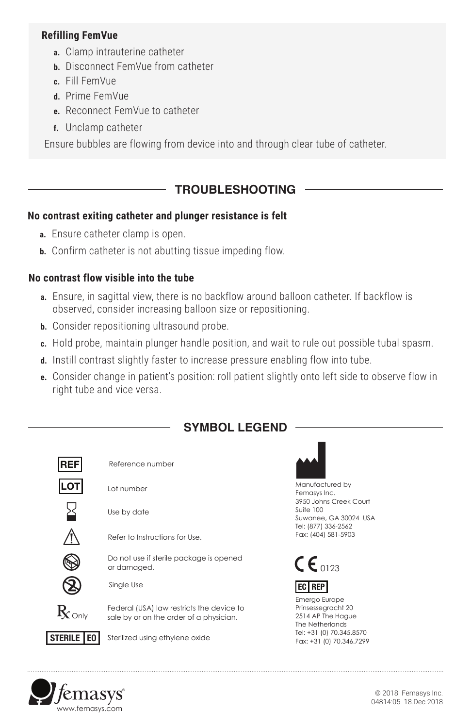**Refilling FemVue**

a. Clamp intrauterine catheter
b. Disconnect FemVue from catheter
c. Fill FemVue
d. Prime FemVue
e. Reconnect FemVue to catheter
f. Unclamp catheter

Ensure bubbles are flowing from device into and through clear tube of catheter.

## TROUBLESHOOTING

**No contrast exiting catheter and plunger resistance is felt**

a. Ensure catheter clamp is open.
b. Confirm catheter is not abutting tissue impeding flow.

**No contrast flow visible into the tube**

a. Ensure, in sagittal view, there is no backflow around balloon catheter. If backflow is observed, consider increasing balloon size or repositioning.
b. Consider repositioning ultrasound probe.
c. Hold probe, maintain plunger handle position, and wait to rule out possible tubal spasm.
d. Instill contrast slightly faster to increase pressure enabling flow into tube.
e. Consider change in patient's position: roll patient slightly onto left side to observe flow in right tube and vice versa.

## SYMBOL LEGEND

| | |
|---|---|
| REF | Reference number |
| LOT | Lot number |
| | Use by date |
| | Refer to Instructions for Use. |
| | Do not use if sterile package is opened or damaged. |
| | Single Use |
| Rx Only | Federal (USA) law restricts the device to sale by or on the order of a physician. |
| STERILE EO | Sterilized using ethylene oxide |

Manufactured by
Femasys Inc.
3950 Johns Creek Court
Suite 100
Suwanee, GA 30024 USA
Tel: (877) 336-2562
Fax: (404) 581-5903

CE 0123

EC REP
Emergo Europe
Prinsessegracht 20
2514 AP The Hague
The Netherlands
Tel: +31 (0) 70.345.8570
Fax: +31 (0) 70.346.7299

femasys®
www.femasys.com

© 2018 Femasys Inc.
04814:05 18.Dec.2018